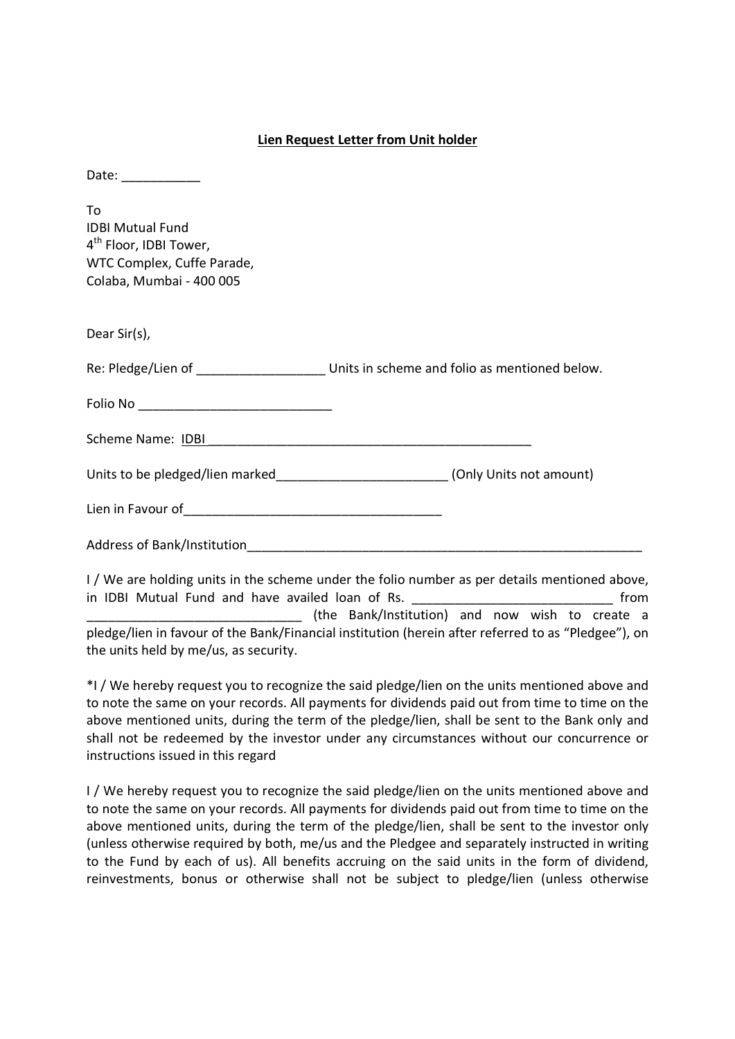**Lien Request Letter from Unit holder**

Date: ___________

To
IDBI Mutual Fund
4th Floor, IDBI Tower,
WTC Complex, Cuffe Parade,
Colaba, Mumbai - 400 005

Dear Sir(s),

Re: Pledge/Lien of __________________ Units in scheme and folio as mentioned below.

Folio No ___________________________

Scheme Name: IDBI_______________________________________________

Units to be pledged/lien marked________________________ (Only Units not amount)

Lien in Favour of____________________________________

Address of Bank/Institution________________________________________________________

I / We are holding units in the scheme under the folio number as per details mentioned above, in IDBI Mutual Fund and have availed loan of Rs. ____________________________ from ______________________________ (the Bank/Institution) and now wish to create a pledge/lien in favour of the Bank/Financial institution (herein after referred to as "Pledgee"), on the units held by me/us, as security.

*I / We hereby request you to recognize the said pledge/lien on the units mentioned above and to note the same on your records. All payments for dividends paid out from time to time on the above mentioned units, during the term of the pledge/lien, shall be sent to the Bank only and shall not be redeemed by the investor under any circumstances without our concurrence or instructions issued in this regard

I / We hereby request you to recognize the said pledge/lien on the units mentioned above and to note the same on your records. All payments for dividends paid out from time to time on the above mentioned units, during the term of the pledge/lien, shall be sent to the investor only (unless otherwise required by both, me/us and the Pledgee and separately instructed in writing to the Fund by each of us). All benefits accruing on the said units in the form of dividend, reinvestments, bonus or otherwise shall not be subject to pledge/lien (unless otherwise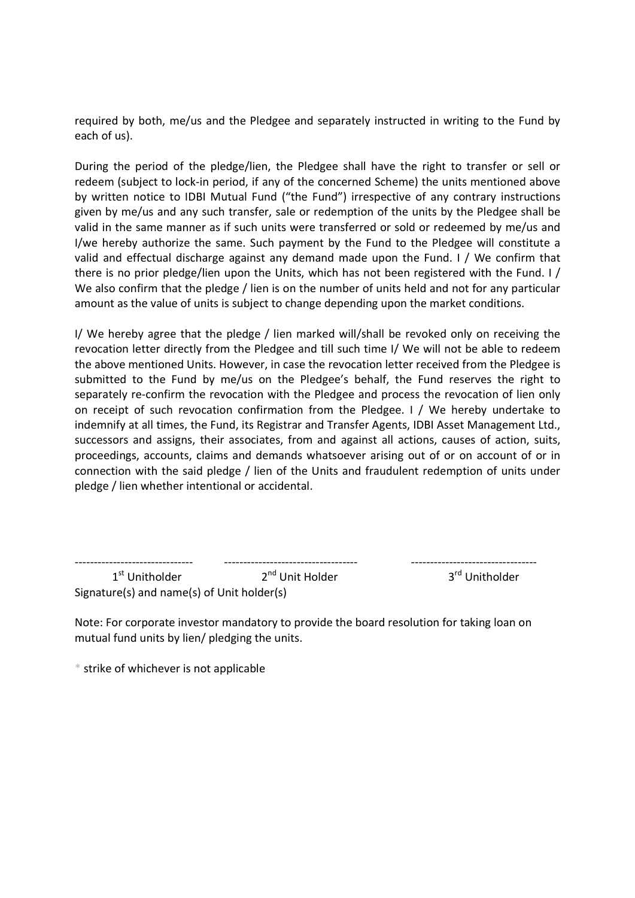required by both, me/us and the Pledgee and separately instructed in writing to the Fund by each of us).

During the period of the pledge/lien, the Pledgee shall have the right to transfer or sell or redeem (subject to lock-in period, if any of the concerned Scheme) the units mentioned above by written notice to IDBI Mutual Fund ("the Fund") irrespective of any contrary instructions given by me/us and any such transfer, sale or redemption of the units by the Pledgee shall be valid in the same manner as if such units were transferred or sold or redeemed by me/us and I/we hereby authorize the same. Such payment by the Fund to the Pledgee will constitute a valid and effectual discharge against any demand made upon the Fund. I / We confirm that there is no prior pledge/lien upon the Units, which has not been registered with the Fund. I / We also confirm that the pledge / lien is on the number of units held and not for any particular amount as the value of units is subject to change depending upon the market conditions.

I/ We hereby agree that the pledge / lien marked will/shall be revoked only on receiving the revocation letter directly from the Pledgee and till such time I/ We will not be able to redeem the above mentioned Units. However, in case the revocation letter received from the Pledgee is submitted to the Fund by me/us on the Pledgee's behalf, the Fund reserves the right to separately re-confirm the revocation with the Pledgee and process the revocation of lien only on receipt of such revocation confirmation from the Pledgee. I / We hereby undertake to indemnify at all times, the Fund, its Registrar and Transfer Agents, IDBI Asset Management Ltd., successors and assigns, their associates, from and against all actions, causes of action, suits, proceedings, accounts, claims and demands whatsoever arising out of or on account of or in connection with the said pledge / lien of the Units and fraudulent redemption of units under pledge / lien whether intentional or accidental.

| | | |
|---|---|---|
| ------------------------------- | ----------------------------------- | --------------------------------- |
| 1st Unitholder | 2nd Unit Holder | 3rd Unitholder |

Signature(s) and name(s) of Unit holder(s)

Note: For corporate investor mandatory to provide the board resolution for taking loan on mutual fund units by lien/ pledging the units.

* strike of whichever is not applicable